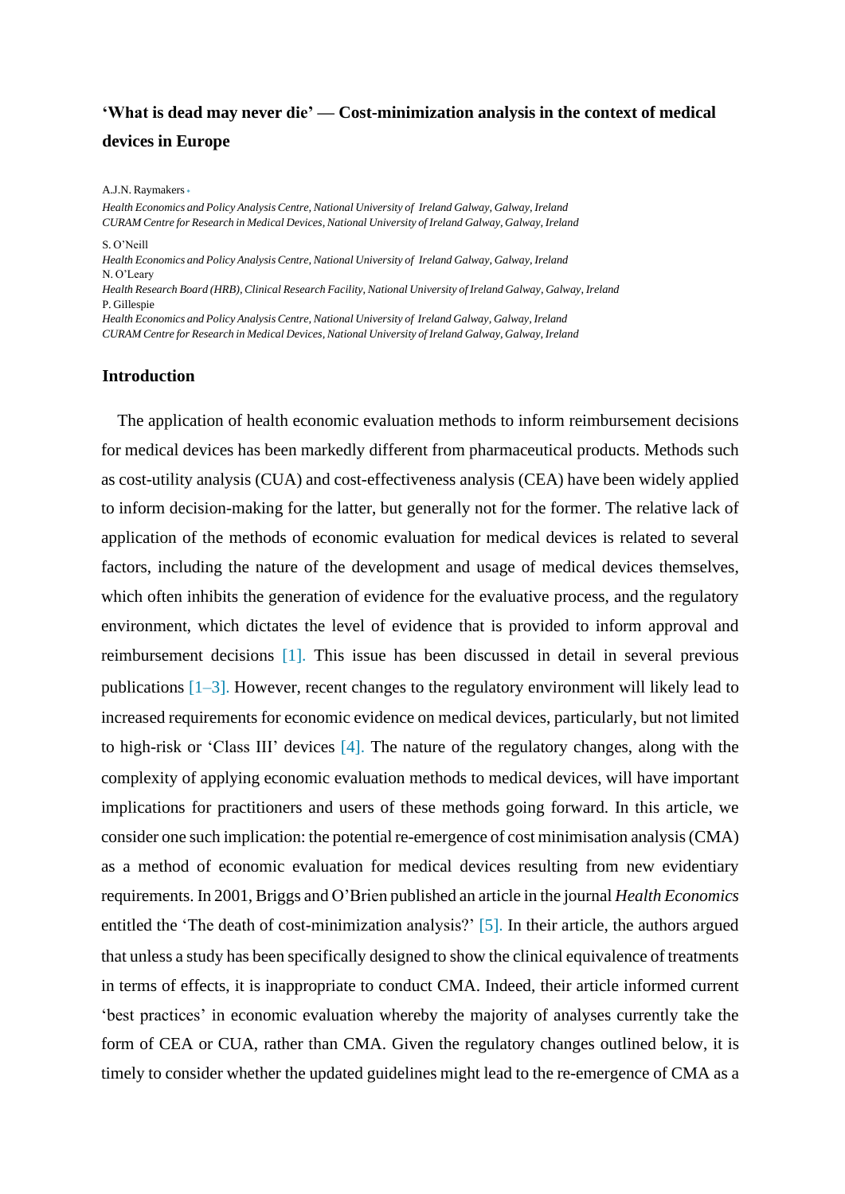# 'What is dead may never die' — Cost-minimization analysis in the context of medical devices in Europe

A.J.N. Raymakers

*Health Economics and Policy Analysis Centre, National University of Ireland Galway, Galway, Ireland*
*CURAM Centre for Research in Medical Devices, National University of Ireland Galway, Galway, Ireland*

S. O'Neill

*Health Economics and Policy Analysis Centre, National University of Ireland Galway, Galway, Ireland*

N. O'Leary

*Health Research Board (HRB), Clinical Research Facility, National University of Ireland Galway, Galway, Ireland*

P. Gillespie

*Health Economics and Policy Analysis Centre, National University of Ireland Galway, Galway, Ireland*
*CURAM Centre for Research in Medical Devices, National University of Ireland Galway, Galway, Ireland*

## Introduction

The application of health economic evaluation methods to inform reimbursement decisions for medical devices has been markedly different from pharmaceutical products. Methods such as cost-utility analysis (CUA) and cost-effectiveness analysis (CEA) have been widely applied to inform decision-making for the latter, but generally not for the former. The relative lack of application of the methods of economic evaluation for medical devices is related to several factors, including the nature of the development and usage of medical devices themselves, which often inhibits the generation of evidence for the evaluative process, and the regulatory environment, which dictates the level of evidence that is provided to inform approval and reimbursement decisions [1]. This issue has been discussed in detail in several previous publications [1–3]. However, recent changes to the regulatory environment will likely lead to increased requirements for economic evidence on medical devices, particularly, but not limited to high-risk or 'Class III' devices [4]. The nature of the regulatory changes, along with the complexity of applying economic evaluation methods to medical devices, will have important implications for practitioners and users of these methods going forward. In this article, we consider one such implication: the potential re-emergence of cost minimisation analysis (CMA) as a method of economic evaluation for medical devices resulting from new evidentiary requirements. In 2001, Briggs and O'Brien published an article in the journal *Health Economics* entitled the 'The death of cost-minimization analysis?' [5]. In their article, the authors argued that unless a study has been specifically designed to show the clinical equivalence of treatments in terms of effects, it is inappropriate to conduct CMA. Indeed, their article informed current 'best practices' in economic evaluation whereby the majority of analyses currently take the form of CEA or CUA, rather than CMA. Given the regulatory changes outlined below, it is timely to consider whether the updated guidelines might lead to the re-emergence of CMA as a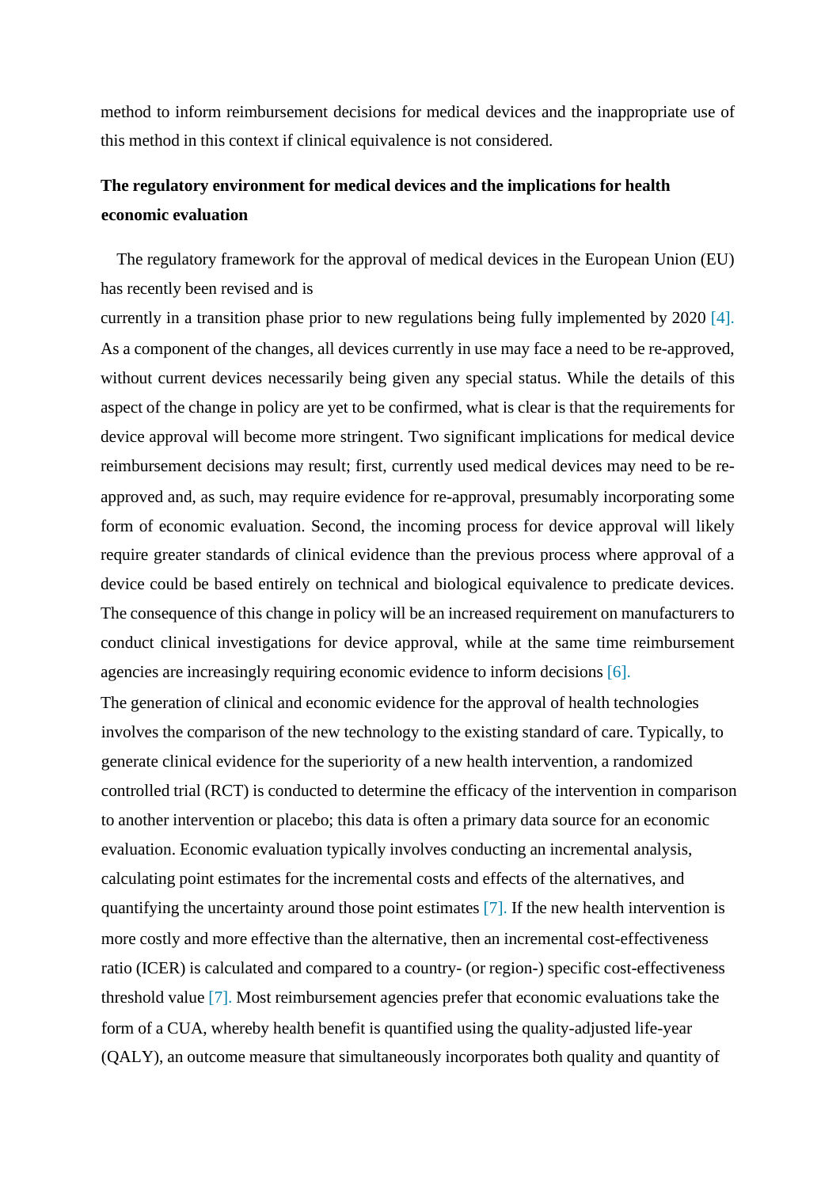method to inform reimbursement decisions for medical devices and the inappropriate use of this method in this context if clinical equivalence is not considered.

**The regulatory environment for medical devices and the implications for health economic evaluation**

The regulatory framework for the approval of medical devices in the European Union (EU) has recently been revised and is currently in a transition phase prior to new regulations being fully implemented by 2020 [4]. As a component of the changes, all devices currently in use may face a need to be re-approved, without current devices necessarily being given any special status. While the details of this aspect of the change in policy are yet to be confirmed, what is clear is that the requirements for device approval will become more stringent. Two significant implications for medical device reimbursement decisions may result; first, currently used medical devices may need to be re-approved and, as such, may require evidence for re-approval, presumably incorporating some form of economic evaluation. Second, the incoming process for device approval will likely require greater standards of clinical evidence than the previous process where approval of a device could be based entirely on technical and biological equivalence to predicate devices. The consequence of this change in policy will be an increased requirement on manufacturers to conduct clinical investigations for device approval, while at the same time reimbursement agencies are increasingly requiring economic evidence to inform decisions [6].

The generation of clinical and economic evidence for the approval of health technologies involves the comparison of the new technology to the existing standard of care. Typically, to generate clinical evidence for the superiority of a new health intervention, a randomized controlled trial (RCT) is conducted to determine the efficacy of the intervention in comparison to another intervention or placebo; this data is often a primary data source for an economic evaluation. Economic evaluation typically involves conducting an incremental analysis, calculating point estimates for the incremental costs and effects of the alternatives, and quantifying the uncertainty around those point estimates [7]. If the new health intervention is more costly and more effective than the alternative, then an incremental cost-effectiveness ratio (ICER) is calculated and compared to a country- (or region-) specific cost-effectiveness threshold value [7]. Most reimbursement agencies prefer that economic evaluations take the form of a CUA, whereby health benefit is quantified using the quality-adjusted life-year (QALY), an outcome measure that simultaneously incorporates both quality and quantity of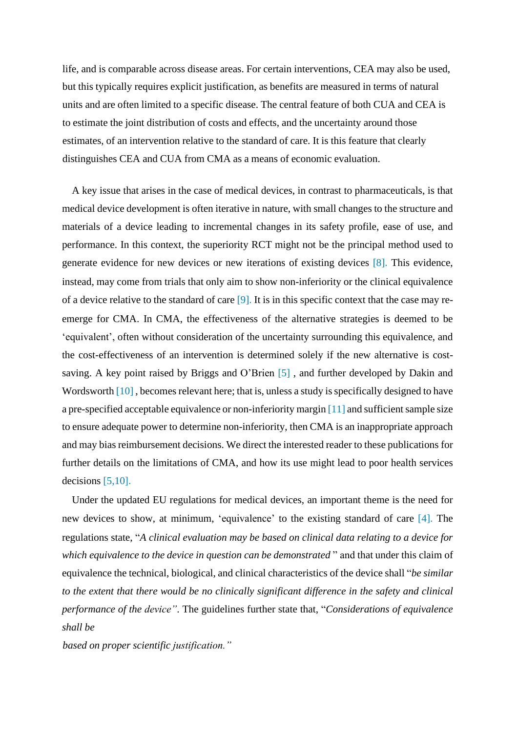life, and is comparable across disease areas. For certain interventions, CEA may also be used, but this typically requires explicit justification, as benefits are measured in terms of natural units and are often limited to a specific disease. The central feature of both CUA and CEA is to estimate the joint distribution of costs and effects, and the uncertainty around those estimates, of an intervention relative to the standard of care. It is this feature that clearly distinguishes CEA and CUA from CMA as a means of economic evaluation.

A key issue that arises in the case of medical devices, in contrast to pharmaceuticals, is that medical device development is often iterative in nature, with small changes to the structure and materials of a device leading to incremental changes in its safety profile, ease of use, and performance. In this context, the superiority RCT might not be the principal method used to generate evidence for new devices or new iterations of existing devices [8]. This evidence, instead, may come from trials that only aim to show non-inferiority or the clinical equivalence of a device relative to the standard of care [9]. It is in this specific context that the case may re-emerge for CMA. In CMA, the effectiveness of the alternative strategies is deemed to be 'equivalent', often without consideration of the uncertainty surrounding this equivalence, and the cost-effectiveness of an intervention is determined solely if the new alternative is cost-saving. A key point raised by Briggs and O'Brien [5] , and further developed by Dakin and Wordsworth [10] , becomes relevant here; that is, unless a study is specifically designed to have a pre-specified acceptable equivalence or non-inferiority margin [11] and sufficient sample size to ensure adequate power to determine non-inferiority, then CMA is an inappropriate approach and may bias reimbursement decisions. We direct the interested reader to these publications for further details on the limitations of CMA, and how its use might lead to poor health services decisions [5,10].

Under the updated EU regulations for medical devices, an important theme is the need for new devices to show, at minimum, 'equivalence' to the existing standard of care [4]. The regulations state, "*A clinical evaluation may be based on clinical data relating to a device for which equivalence to the device in question can be demonstrated* " and that under this claim of equivalence the technical, biological, and clinical characteristics of the device shall "*be similar to the extent that there would be no clinically significant difference in the safety and clinical performance of the device"*. The guidelines further state that, "*Considerations of equivalence shall be based on proper scientific justification."*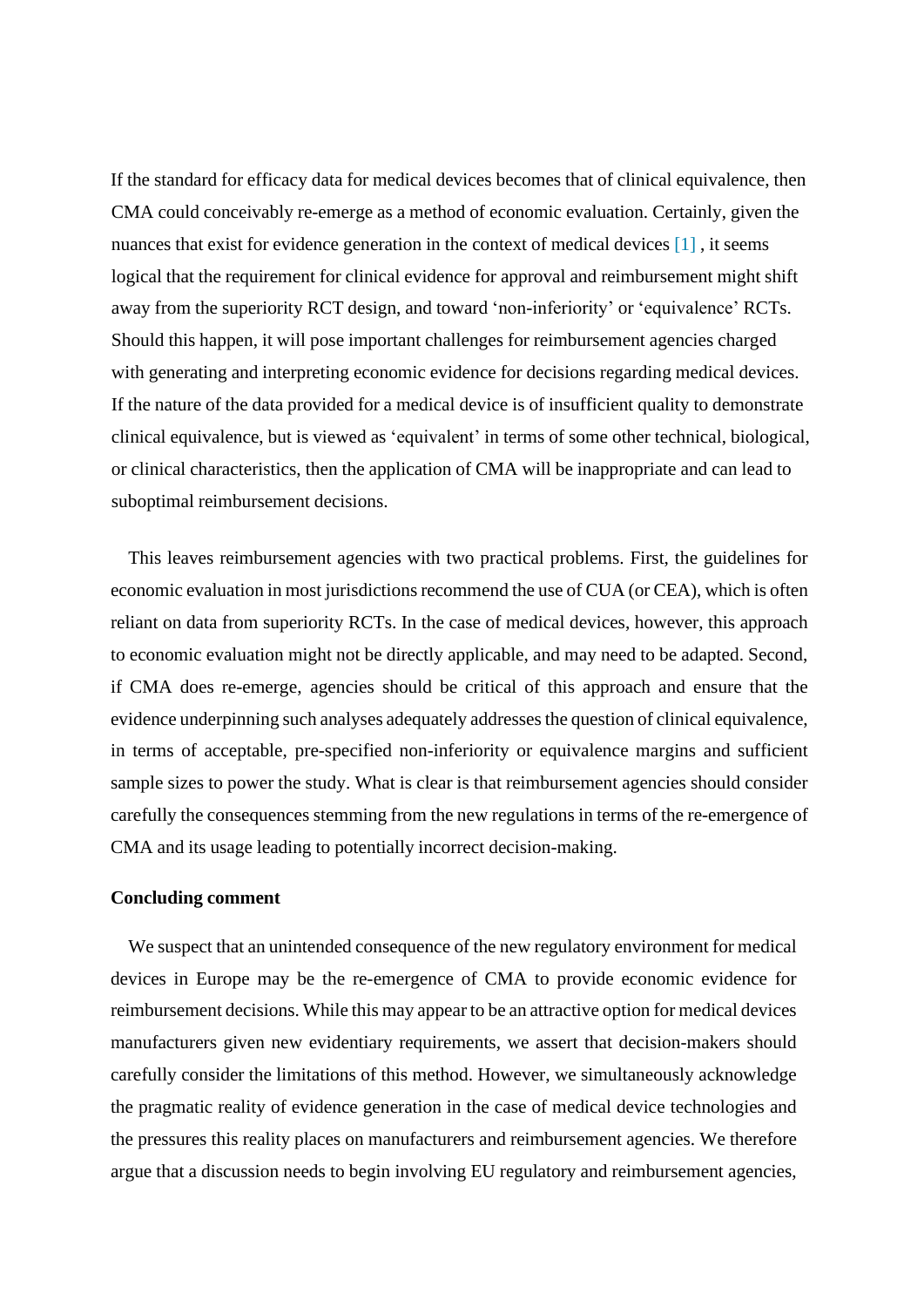If the standard for efficacy data for medical devices becomes that of clinical equivalence, then CMA could conceivably re-emerge as a method of economic evaluation. Certainly, given the nuances that exist for evidence generation in the context of medical devices [1] , it seems logical that the requirement for clinical evidence for approval and reimbursement might shift away from the superiority RCT design, and toward 'non-inferiority' or 'equivalence' RCTs. Should this happen, it will pose important challenges for reimbursement agencies charged with generating and interpreting economic evidence for decisions regarding medical devices. If the nature of the data provided for a medical device is of insufficient quality to demonstrate clinical equivalence, but is viewed as 'equivalent' in terms of some other technical, biological, or clinical characteristics, then the application of CMA will be inappropriate and can lead to suboptimal reimbursement decisions.

This leaves reimbursement agencies with two practical problems. First, the guidelines for economic evaluation in most jurisdictions recommend the use of CUA (or CEA), which is often reliant on data from superiority RCTs. In the case of medical devices, however, this approach to economic evaluation might not be directly applicable, and may need to be adapted. Second, if CMA does re-emerge, agencies should be critical of this approach and ensure that the evidence underpinning such analyses adequately addresses the question of clinical equivalence, in terms of acceptable, pre-specified non-inferiority or equivalence margins and sufficient sample sizes to power the study. What is clear is that reimbursement agencies should consider carefully the consequences stemming from the new regulations in terms of the re-emergence of CMA and its usage leading to potentially incorrect decision-making.

**Concluding comment**

We suspect that an unintended consequence of the new regulatory environment for medical devices in Europe may be the re-emergence of CMA to provide economic evidence for reimbursement decisions. While this may appear to be an attractive option for medical devices manufacturers given new evidentiary requirements, we assert that decision-makers should carefully consider the limitations of this method. However, we simultaneously acknowledge the pragmatic reality of evidence generation in the case of medical device technologies and the pressures this reality places on manufacturers and reimbursement agencies. We therefore argue that a discussion needs to begin involving EU regulatory and reimbursement agencies,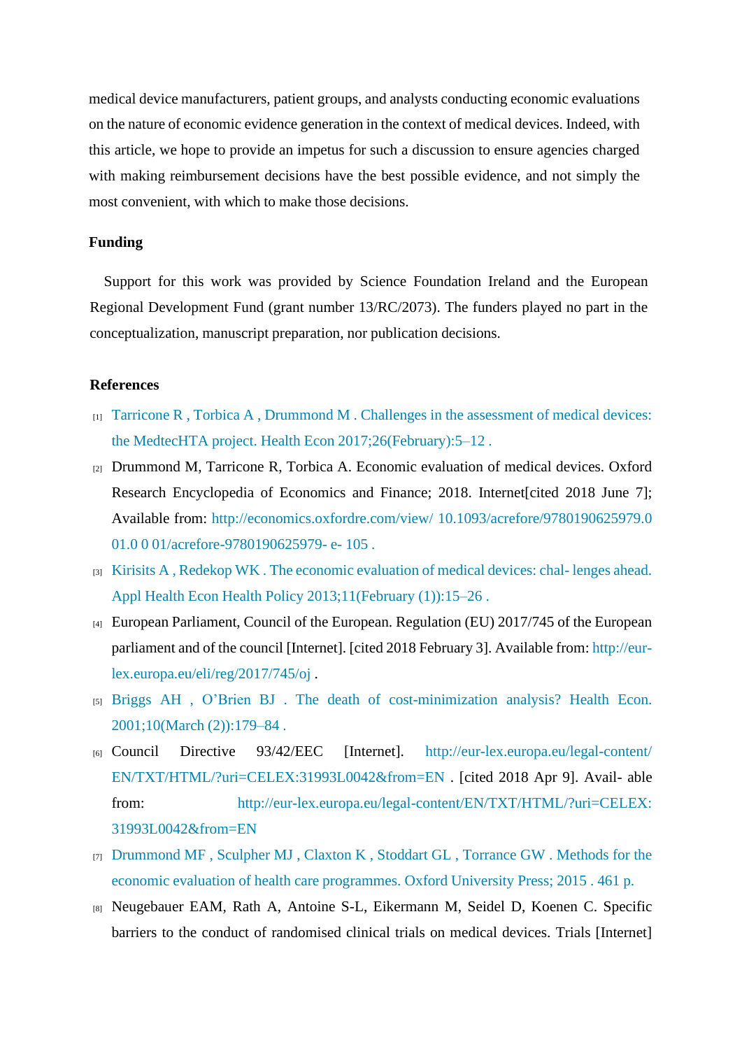medical device manufacturers, patient groups, and analysts conducting economic evaluations on the nature of economic evidence generation in the context of medical devices. Indeed, with this article, we hope to provide an impetus for such a discussion to ensure agencies charged with making reimbursement decisions have the best possible evidence, and not simply the most convenient, with which to make those decisions.

**Funding**

Support for this work was provided by Science Foundation Ireland and the European Regional Development Fund (grant number 13/RC/2073). The funders played no part in the conceptualization, manuscript preparation, nor publication decisions.

**References**

[1] Tarricone R , Torbica A , Drummond M . Challenges in the assessment of medical devices: the MedtecHTA project. Health Econ 2017;26(February):5–12 .

[2] Drummond M, Tarricone R, Torbica A. Economic evaluation of medical devices. Oxford Research Encyclopedia of Economics and Finance; 2018. Internet[cited 2018 June 7]; Available from: http://economics.oxfordre.com/view/ 10.1093/acrefore/9780190625979.001.0 0 01/acrefore-9780190625979- e- 105 .

[3] Kirisits A , Redekop WK . The economic evaluation of medical devices: chal- lenges ahead. Appl Health Econ Health Policy 2013;11(February (1)):15–26 .

[4] European Parliament, Council of the European. Regulation (EU) 2017/745 of the European parliament and of the council [Internet]. [cited 2018 February 3]. Available from: http://eur-lex.europa.eu/eli/reg/2017/745/oj .

[5] Briggs AH , O'Brien BJ . The death of cost-minimization analysis? Health Econ. 2001;10(March (2)):179–84 .

[6] Council Directive 93/42/EEC [Internet]. http://eur-lex.europa.eu/legal-content/EN/TXT/HTML/?uri=CELEX:31993L0042&from=EN . [cited 2018 Apr 9]. Avail- able from: http://eur-lex.europa.eu/legal-content/EN/TXT/HTML/?uri=CELEX:31993L0042&from=EN

[7] Drummond MF , Sculpher MJ , Claxton K , Stoddart GL , Torrance GW . Methods for the economic evaluation of health care programmes. Oxford University Press; 2015 . 461 p.

[8] Neugebauer EAM, Rath A, Antoine S-L, Eikermann M, Seidel D, Koenen C. Specific barriers to the conduct of randomised clinical trials on medical devices. Trials [Internet]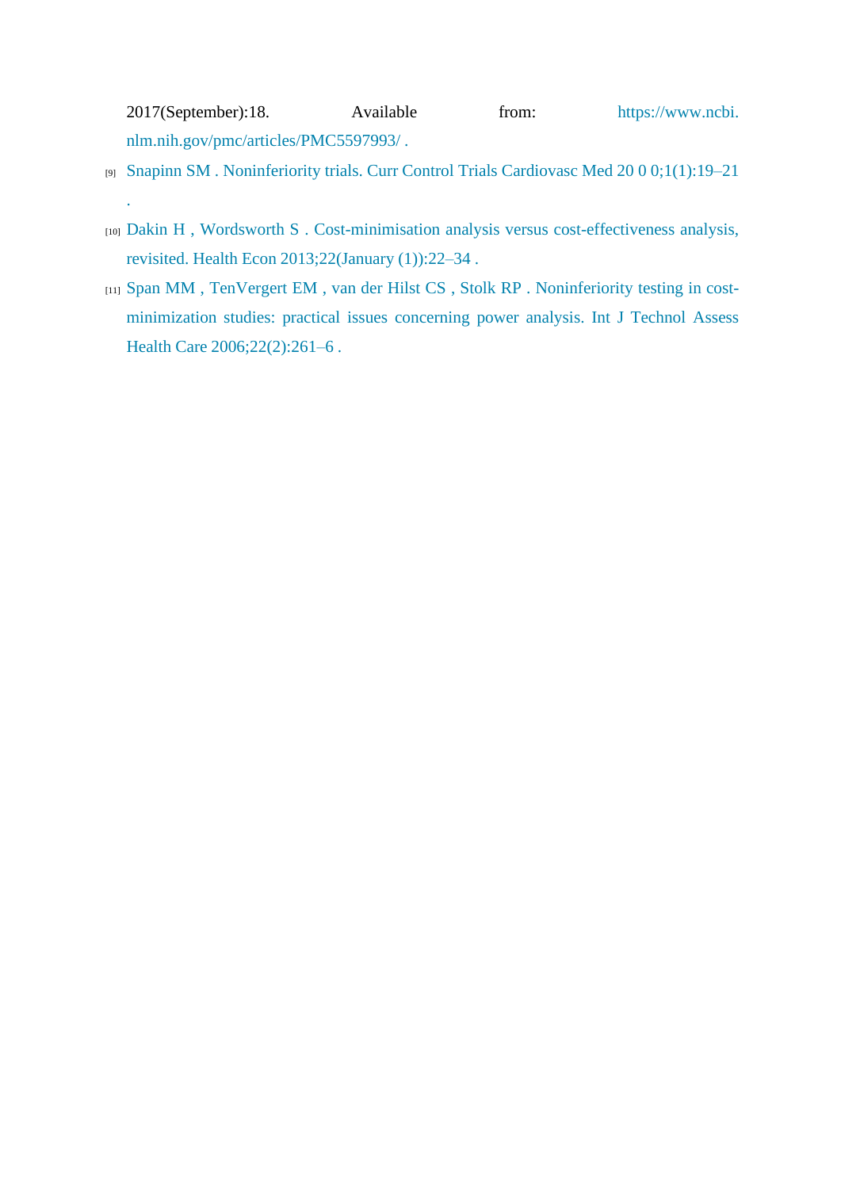2017(September):18. Available from: https://www.ncbi.nlm.nih.gov/pmc/articles/PMC5597993/ .

[9] Snapinn SM . Noninferiority trials. Curr Control Trials Cardiovasc Med 20 0 0;1(1):19–21 .

[10] Dakin H , Wordsworth S . Cost-minimisation analysis versus cost-effectiveness analysis, revisited. Health Econ 2013;22(January (1)):22–34 .

[11] Span MM , TenVergert EM , van der Hilst CS , Stolk RP . Noninferiority testing in cost-minimization studies: practical issues concerning power analysis. Int J Technol Assess Health Care 2006;22(2):261–6 .